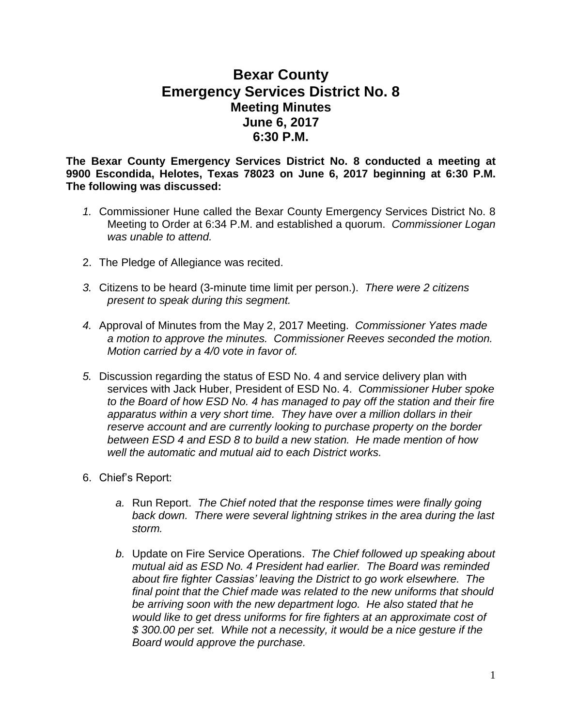# Bexar County
# Emergency Services District No. 8
## Meeting Minutes
## June 6, 2017
## 6:30 P.M.

**The Bexar County Emergency Services District No. 8 conducted a meeting at 9900 Escondida, Helotes, Texas 78023 on June 6, 2017 beginning at 6:30 P.M. The following was discussed:**

1. Commissioner Hune called the Bexar County Emergency Services District No. 8 Meeting to Order at 6:34 P.M. and established a quorum. *Commissioner Logan was unable to attend.*

2. The Pledge of Allegiance was recited.

3. Citizens to be heard (3-minute time limit per person.). *There were 2 citizens present to speak during this segment.*

4. Approval of Minutes from the May 2, 2017 Meeting. *Commissioner Yates made a motion to approve the minutes. Commissioner Reeves seconded the motion. Motion carried by a 4/0 vote in favor of.*

5. Discussion regarding the status of ESD No. 4 and service delivery plan with services with Jack Huber, President of ESD No. 4. *Commissioner Huber spoke to the Board of how ESD No. 4 has managed to pay off the station and their fire apparatus within a very short time. They have over a million dollars in their reserve account and are currently looking to purchase property on the border between ESD 4 and ESD 8 to build a new station. He made mention of how well the automatic and mutual aid to each District works.*

6. Chief's Report:

   a. Run Report. *The Chief noted that the response times were finally going back down. There were several lightning strikes in the area during the last storm.*

   b. Update on Fire Service Operations. *The Chief followed up speaking about mutual aid as ESD No. 4 President had earlier. The Board was reminded about fire fighter Cassias' leaving the District to go work elsewhere. The final point that the Chief made was related to the new uniforms that should be arriving soon with the new department logo. He also stated that he would like to get dress uniforms for fire fighters at an approximate cost of $ 300.00 per set. While not a necessity, it would be a nice gesture if the Board would approve the purchase.*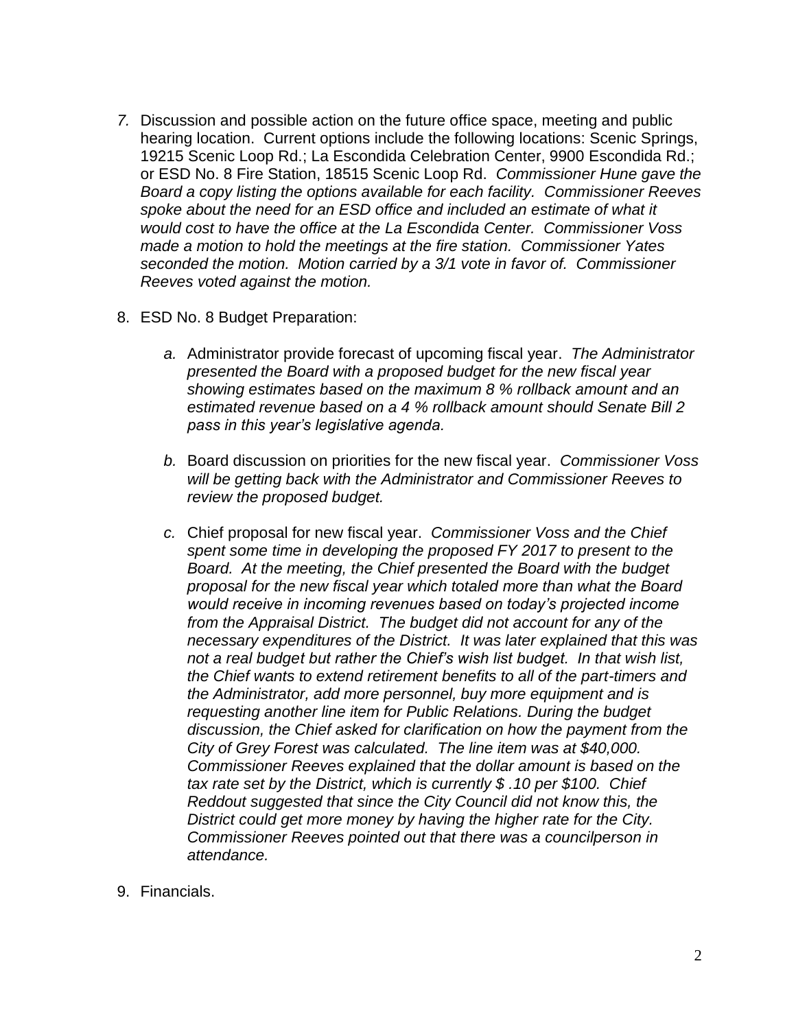7. Discussion and possible action on the future office space, meeting and public hearing location. Current options include the following locations: Scenic Springs, 19215 Scenic Loop Rd.; La Escondida Celebration Center, 9900 Escondida Rd.; or ESD No. 8 Fire Station, 18515 Scenic Loop Rd. *Commissioner Hune gave the Board a copy listing the options available for each facility. Commissioner Reeves spoke about the need for an ESD office and included an estimate of what it would cost to have the office at the La Escondida Center. Commissioner Voss made a motion to hold the meetings at the fire station. Commissioner Yates seconded the motion. Motion carried by a 3/1 vote in favor of. Commissioner Reeves voted against the motion.*

8. ESD No. 8 Budget Preparation:

    a. Administrator provide forecast of upcoming fiscal year. *The Administrator presented the Board with a proposed budget for the new fiscal year showing estimates based on the maximum 8 % rollback amount and an estimated revenue based on a 4 % rollback amount should Senate Bill 2 pass in this year's legislative agenda.*

    b. Board discussion on priorities for the new fiscal year. *Commissioner Voss will be getting back with the Administrator and Commissioner Reeves to review the proposed budget.*

    c. Chief proposal for new fiscal year. *Commissioner Voss and the Chief spent some time in developing the proposed FY 2017 to present to the Board. At the meeting, the Chief presented the Board with the budget proposal for the new fiscal year which totaled more than what the Board would receive in incoming revenues based on today's projected income from the Appraisal District. The budget did not account for any of the necessary expenditures of the District. It was later explained that this was not a real budget but rather the Chief's wish list budget. In that wish list, the Chief wants to extend retirement benefits to all of the part-timers and the Administrator, add more personnel, buy more equipment and is requesting another line item for Public Relations. During the budget discussion, the Chief asked for clarification on how the payment from the City of Grey Forest was calculated. The line item was at $40,000. Commissioner Reeves explained that the dollar amount is based on the tax rate set by the District, which is currently $ .10 per $100. Chief Reddout suggested that since the City Council did not know this, the District could get more money by having the higher rate for the City. Commissioner Reeves pointed out that there was a councilperson in attendance.*

9. Financials.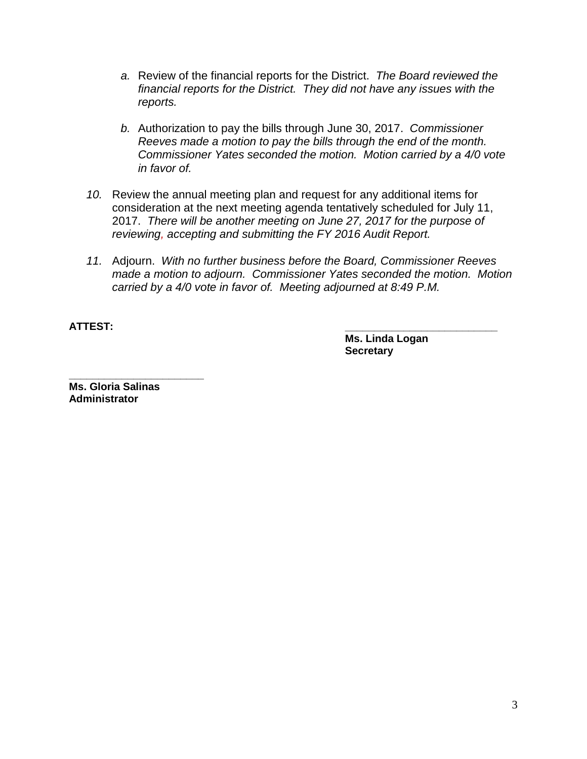a. Review of the financial reports for the District. *The Board reviewed the financial reports for the District. They did not have any issues with the reports.*

   b. Authorization to pay the bills through June 30, 2017. *Commissioner Reeves made a motion to pay the bills through the end of the month. Commissioner Yates seconded the motion. Motion carried by a 4/0 vote in favor of.*

10. Review the annual meeting plan and request for any additional items for consideration at the next meeting agenda tentatively scheduled for July 11, 2017. *There will be another meeting on June 27, 2017 for the purpose of reviewing, accepting and submitting the FY 2016 Audit Report.*

11. Adjourn. *With no further business before the Board, Commissioner Reeves made a motion to adjourn. Commissioner Yates seconded the motion. Motion carried by a 4/0 vote in favor of. Meeting adjourned at 8:49 P.M.*

**ATTEST:**

\_\_\_\_\_\_\_\_\_\_\_\_\_\_\_\_\_\_\_\_\_\_\_\_\_\_
**Ms. Linda Logan**
**Secretary**

\_\_\_\_\_\_\_\_\_\_\_\_\_\_\_\_\_\_\_\_\_\_\_
**Ms. Gloria Salinas**
**Administrator**